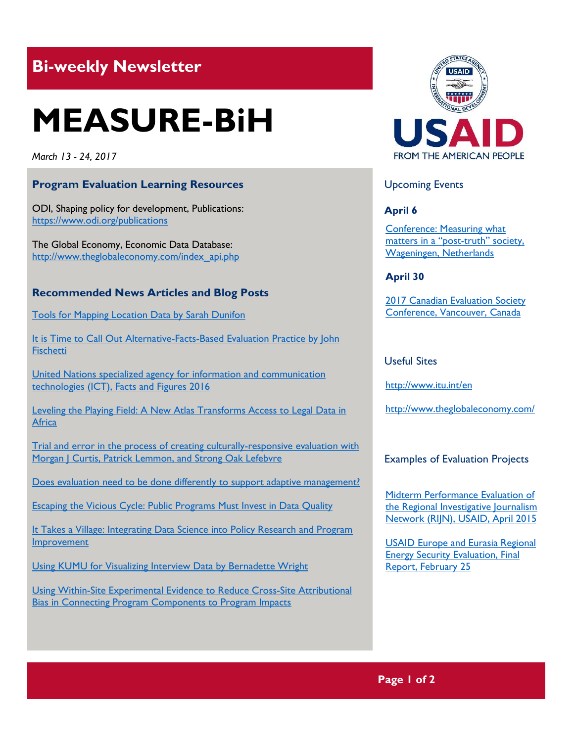## Bi-weekly Newsletter

# MEASURE-BiH

*March 13 - 24, 2017*

### Program Evaluation Learning Resources

ODI, Shaping policy for development, Publications:
https://www.odi.org/publications

The Global Economy, Economic Data Database:
http://www.theglobaleconomy.com/index_api.php

### Recommended News Articles and Blog Posts

Tools for Mapping Location Data by Sarah Dunifon

It is Time to Call Out Alternative-Facts-Based Evaluation Practice by John Fischetti

United Nations specialized agency for information and communication technologies (ICT), Facts and Figures 2016

Leveling the Playing Field: A New Atlas Transforms Access to Legal Data in Africa

Trial and error in the process of creating culturally-responsive evaluation with Morgan J Curtis, Patrick Lemmon, and Strong Oak Lefebvre

Does evaluation need to be done differently to support adaptive management?

Escaping the Vicious Cycle: Public Programs Must Invest in Data Quality

It Takes a Village: Integrating Data Science into Policy Research and Program Improvement

Using KUMU for Visualizing Interview Data by Bernadette Wright

Using Within-Site Experimental Evidence to Reduce Cross-Site Attributional Bias in Connecting Program Components to Program Impacts

USAID FROM THE AMERICAN PEOPLE

### Upcoming Events

**April 6**

Conference: Measuring what matters in a “post-truth” society, Wageningen, Netherlands

**April 30**

2017 Canadian Evaluation Society Conference, Vancouver, Canada

### Useful Sites

http://www.itu.int/en

http://www.theglobaleconomy.com/

### Examples of Evaluation Projects

Midterm Performance Evaluation of the Regional Investigative Journalism Network (RIJN), USAID, April 2015

USAID Europe and Eurasia Regional Energy Security Evaluation, Final Report, February 25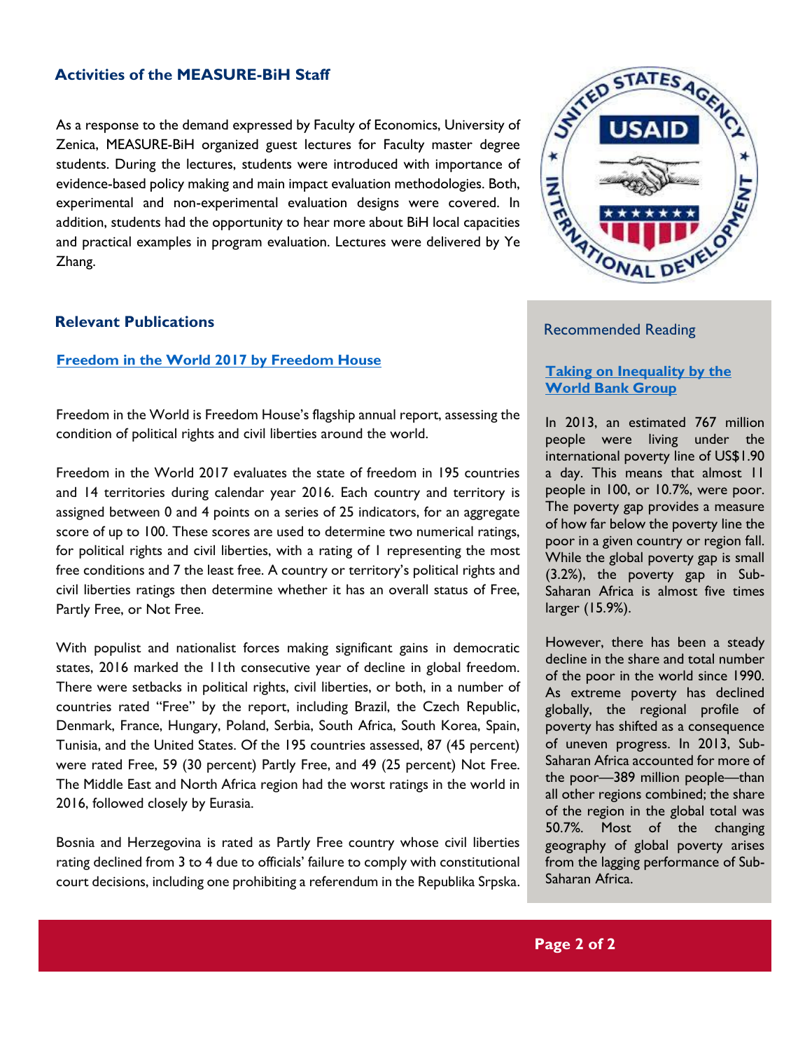## Activities of the MEASURE-BiH Staff

As a response to the demand expressed by Faculty of Economics, University of Zenica, MEASURE-BiH organized guest lectures for Faculty master degree students. During the lectures, students were introduced with importance of evidence-based policy making and main impact evaluation methodologies. Both, experimental and non-experimental evaluation designs were covered. In addition, students had the opportunity to hear more about BiH local capacities and practical examples in program evaluation. Lectures were delivered by Ye Zhang.

## Relevant Publications

### Freedom in the World 2017 by Freedom House

Freedom in the World is Freedom House's flagship annual report, assessing the condition of political rights and civil liberties around the world.

Freedom in the World 2017 evaluates the state of freedom in 195 countries and 14 territories during calendar year 2016. Each country and territory is assigned between 0 and 4 points on a series of 25 indicators, for an aggregate score of up to 100. These scores are used to determine two numerical ratings, for political rights and civil liberties, with a rating of 1 representing the most free conditions and 7 the least free. A country or territory's political rights and civil liberties ratings then determine whether it has an overall status of Free, Partly Free, or Not Free.

With populist and nationalist forces making significant gains in democratic states, 2016 marked the 11th consecutive year of decline in global freedom. There were setbacks in political rights, civil liberties, or both, in a number of countries rated "Free" by the report, including Brazil, the Czech Republic, Denmark, France, Hungary, Poland, Serbia, South Africa, South Korea, Spain, Tunisia, and the United States. Of the 195 countries assessed, 87 (45 percent) were rated Free, 59 (30 percent) Partly Free, and 49 (25 percent) Not Free. The Middle East and North Africa region had the worst ratings in the world in 2016, followed closely by Eurasia.

Bosnia and Herzegovina is rated as Partly Free country whose civil liberties rating declined from 3 to 4 due to officials' failure to comply with constitutional court decisions, including one prohibiting a referendum in the Republika Srpska.

## Recommended Reading

### Taking on Inequality by the World Bank Group

In 2013, an estimated 767 million people were living under the international poverty line of US$1.90 a day. This means that almost 11 people in 100, or 10.7%, were poor. The poverty gap provides a measure of how far below the poverty line the poor in a given country or region fall. While the global poverty gap is small (3.2%), the poverty gap in Sub-Saharan Africa is almost five times larger (15.9%).

However, there has been a steady decline in the share and total number of the poor in the world since 1990. As extreme poverty has declined globally, the regional profile of poverty has shifted as a consequence of uneven progress. In 2013, Sub-Saharan Africa accounted for more of the poor—389 million people—than all other regions combined; the share of the region in the global total was 50.7%. Most of the changing geography of global poverty arises from the lagging performance of Sub-Saharan Africa.